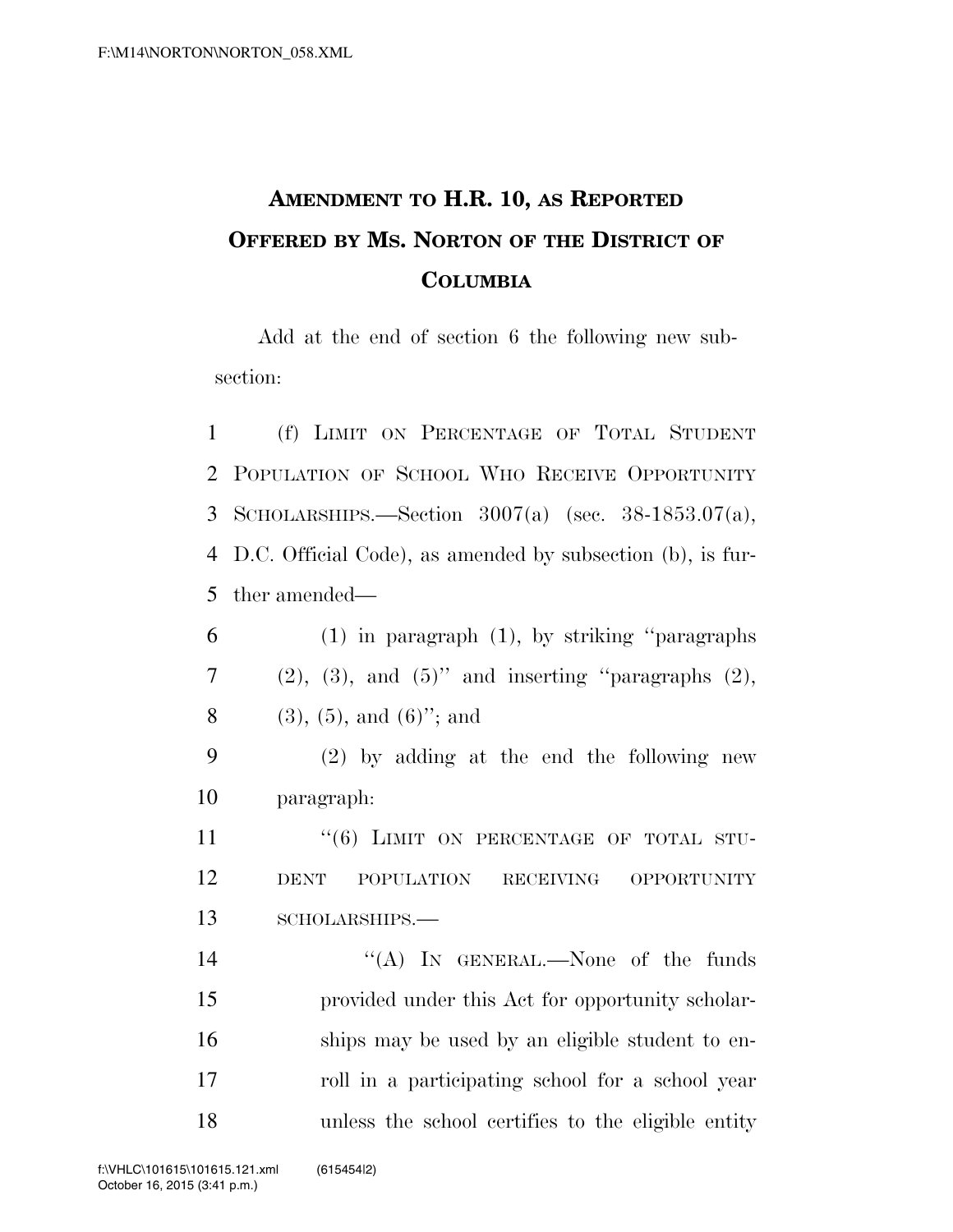# AMENDMENT TO H.R. 10, AS REPORTED OFFERED BY MS. NORTON OF THE DISTRICT OF COLUMBIA

Add at the end of section 6 the following new subsection:

(f) LIMIT ON PERCENTAGE OF TOTAL STUDENT POPULATION OF SCHOOL WHO RECEIVE OPPORTUNITY SCHOLARSHIPS.—Section 3007(a) (sec. 38-1853.07(a), D.C. Official Code), as amended by subsection (b), is further amended—

(1) in paragraph (1), by striking "paragraphs (2), (3), and (5)" and inserting "paragraphs (2), (3), (5), and (6)"; and

(2) by adding at the end the following new paragraph:

"(6) LIMIT ON PERCENTAGE OF TOTAL STUDENT POPULATION RECEIVING OPPORTUNITY SCHOLARSHIPS.—

"(A) IN GENERAL.—None of the funds provided under this Act for opportunity scholarships may be used by an eligible student to enroll in a participating school for a school year unless the school certifies to the eligible entity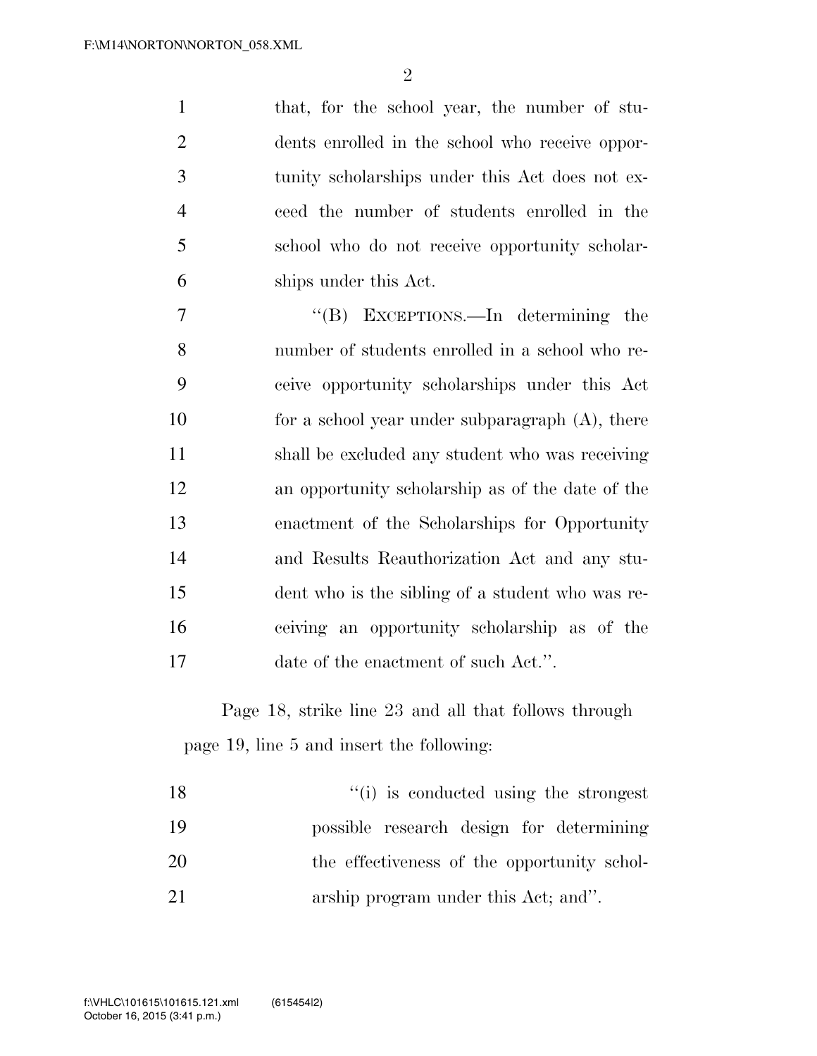that, for the school year, the number of students enrolled in the school who receive opportunity scholarships under this Act does not exceed the number of students enrolled in the school who do not receive opportunity scholarships under this Act.

"(B) EXCEPTIONS.—In determining the number of students enrolled in a school who receive opportunity scholarships under this Act for a school year under subparagraph (A), there shall be excluded any student who was receiving an opportunity scholarship as of the date of the enactment of the Scholarships for Opportunity and Results Reauthorization Act and any student who is the sibling of a student who was receiving an opportunity scholarship as of the date of the enactment of such Act.".

Page 18, strike line 23 and all that follows through page 19, line 5 and insert the following:

"(i) is conducted using the strongest possible research design for determining the effectiveness of the opportunity scholarship program under this Act; and".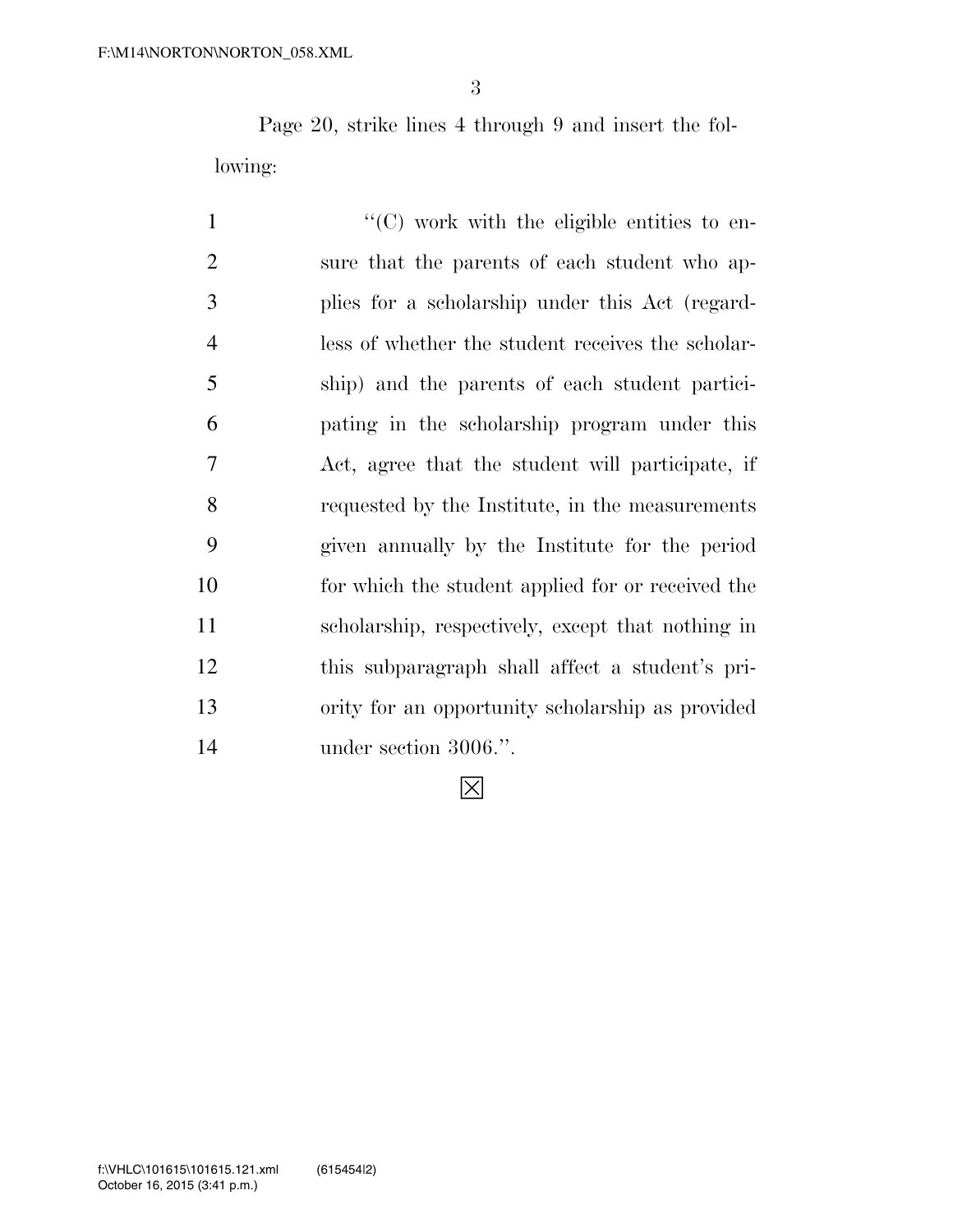Page 20, strike lines 4 through 9 and insert the following:

"(C) work with the eligible entities to ensure that the parents of each student who applies for a scholarship under this Act (regardless of whether the student receives the scholarship) and the parents of each student participating in the scholarship program under this Act, agree that the student will participate, if requested by the Institute, in the measurements given annually by the Institute for the period for which the student applied for or received the scholarship, respectively, except that nothing in this subparagraph shall affect a student's priority for an opportunity scholarship as provided under section 3006.".

☒